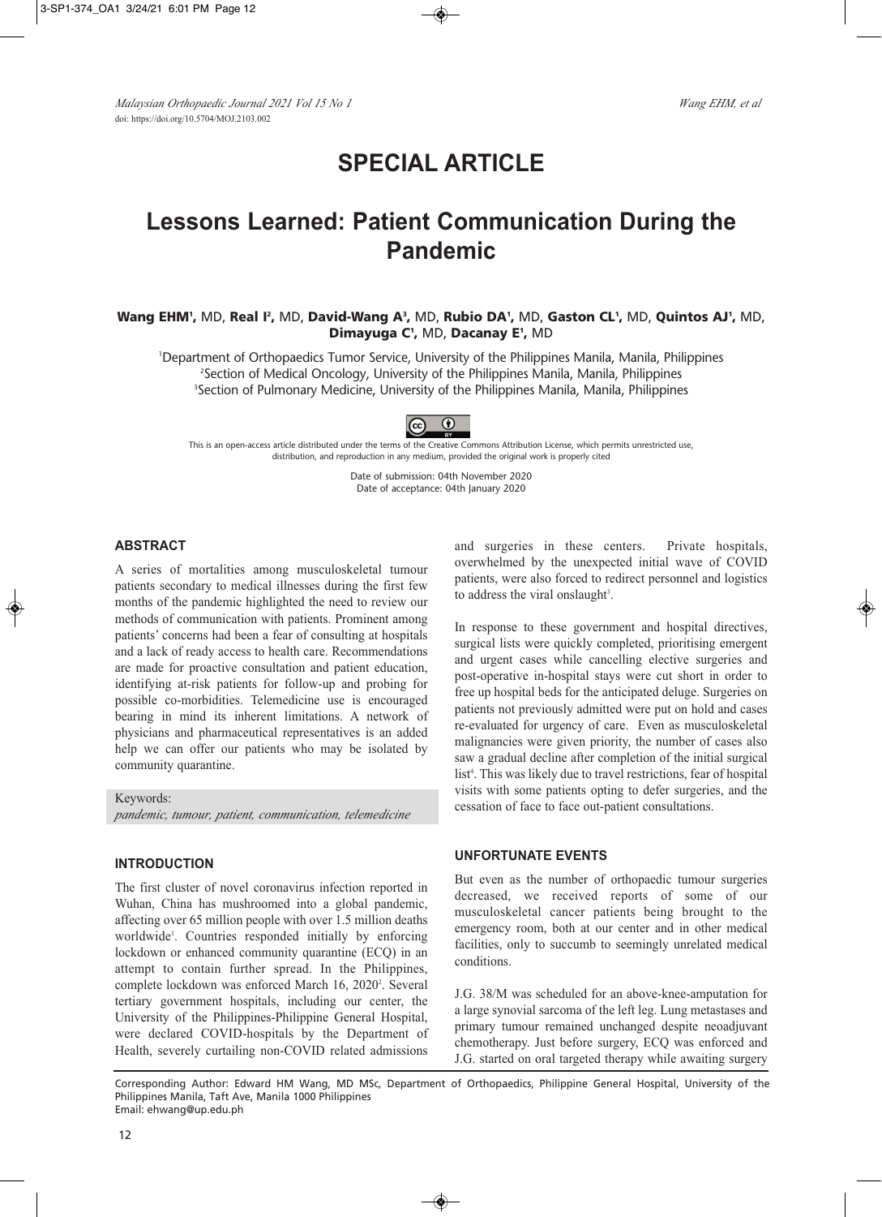# SPECIAL ARTICLE

# Lessons Learned: Patient Communication During the Pandemic

**Wang EHM**[1], MD, **Real I**[2], MD, **David-Wang A**[3], MD, **Rubio DA**[1], MD, **Gaston CL**[1], MD, **Quintos AJ**[1], MD, **Dimayuga C**[1], MD, **Dacanay E**[1], MD

[1]Department of Orthopaedics Tumor Service, University of the Philippines Manila, Manila, Philippines
[2]Section of Medical Oncology, University of the Philippines Manila, Manila, Philippines
[3]Section of Pulmonary Medicine, University of the Philippines Manila, Manila, Philippines

This is an open-access article distributed under the terms of the Creative Commons Attribution License, which permits unrestricted use, distribution, and reproduction in any medium, provided the original work is properly cited

Date of submission: 04th November 2020
Date of acceptance: 04th January 2020

## ABSTRACT

A series of mortalities among musculoskeletal tumour patients secondary to medical illnesses during the first few months of the pandemic highlighted the need to review our methods of communication with patients. Prominent among patients' concerns had been a fear of consulting at hospitals and a lack of ready access to health care. Recommendations are made for proactive consultation and patient education, identifying at-risk patients for follow-up and probing for possible co-morbidities. Telemedicine use is encouraged bearing in mind its inherent limitations. A network of physicians and pharmaceutical representatives is an added help we can offer our patients who may be isolated by community quarantine.

Keywords:
*pandemic, tumour, patient, communication, telemedicine*

## INTRODUCTION

The first cluster of novel coronavirus infection reported in Wuhan, China has mushroomed into a global pandemic, affecting over 65 million people with over 1.5 million deaths worldwide[1]. Countries responded initially by enforcing lockdown or enhanced community quarantine (ECQ) in an attempt to contain further spread. In the Philippines, complete lockdown was enforced March 16, 2020[2]. Several tertiary government hospitals, including our center, the University of the Philippines-Philippine General Hospital, were declared COVID-hospitals by the Department of Health, severely curtailing non-COVID related admissions and surgeries in these centers. Private hospitals, overwhelmed by the unexpected initial wave of COVID patients, were also forced to redirect personnel and logistics to address the viral onslaught[3].

In response to these government and hospital directives, surgical lists were quickly completed, prioritising emergent and urgent cases while cancelling elective surgeries and post-operative in-hospital stays were cut short in order to free up hospital beds for the anticipated deluge. Surgeries on patients not previously admitted were put on hold and cases re-evaluated for urgency of care. Even as musculoskeletal malignancies were given priority, the number of cases also saw a gradual decline after completion of the initial surgical list[4]. This was likely due to travel restrictions, fear of hospital visits with some patients opting to defer surgeries, and the cessation of face to face out-patient consultations.

## UNFORTUNATE EVENTS

But even as the number of orthopaedic tumour surgeries decreased, we received reports of some of our musculoskeletal cancer patients being brought to the emergency room, both at our center and in other medical facilities, only to succumb to seemingly unrelated medical conditions.

J.G. 38/M was scheduled for an above-knee-amputation for a large synovial sarcoma of the left leg. Lung metastases and primary tumour remained unchanged despite neoadjuvant chemotherapy. Just before surgery, ECQ was enforced and J.G. started on oral targeted therapy while awaiting surgery

Corresponding Author: Edward HM Wang, MD MSc, Department of Orthopaedics, Philippine General Hospital, University of the Philippines Manila, Taft Ave, Manila 1000 Philippines
Email: ehwang@up.edu.ph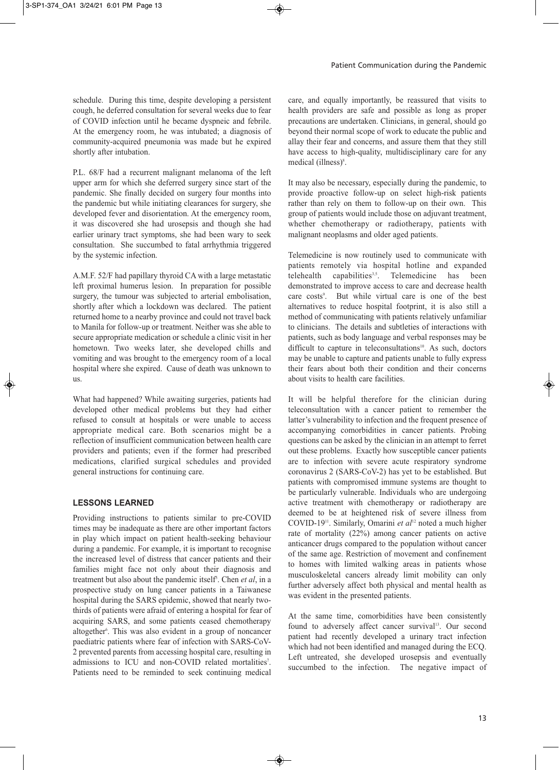schedule. During this time, despite developing a persistent cough, he deferred consultation for several weeks due to fear of COVID infection until he became dyspneic and febrile. At the emergency room, he was intubated; a diagnosis of community-acquired pneumonia was made but he expired shortly after intubation.

P.L. 68/F had a recurrent malignant melanoma of the left upper arm for which she deferred surgery since start of the pandemic. She finally decided on surgery four months into the pandemic but while initiating clearances for surgery, she developed fever and disorientation. At the emergency room, it was discovered she had urosepsis and though she had earlier urinary tract symptoms, she had been wary to seek consultation. She succumbed to fatal arrhythmia triggered by the systemic infection.

A.M.F. 52/F had papillary thyroid CA with a large metastatic left proximal humerus lesion. In preparation for possible surgery, the tumour was subjected to arterial embolisation, shortly after which a lockdown was declared. The patient returned home to a nearby province and could not travel back to Manila for follow-up or treatment. Neither was she able to secure appropriate medication or schedule a clinic visit in her hometown. Two weeks later, she developed chills and vomiting and was brought to the emergency room of a local hospital where she expired. Cause of death was unknown to us.

What had happened? While awaiting surgeries, patients had developed other medical problems but they had either refused to consult at hospitals or were unable to access appropriate medical care. Both scenarios might be a reflection of insufficient communication between health care providers and patients; even if the former had prescribed medications, clarified surgical schedules and provided general instructions for continuing care.

## LESSONS LEARNED

Providing instructions to patients similar to pre-COVID times may be inadequate as there are other important factors in play which impact on patient health-seeking behaviour during a pandemic. For example, it is important to recognise the increased level of distress that cancer patients and their families might face not only about their diagnosis and treatment but also about the pandemic itself[5]. Chen *et al*, in a prospective study on lung cancer patients in a Taiwanese hospital during the SARS epidemic, showed that nearly two-thirds of patients were afraid of entering a hospital for fear of acquiring SARS, and some patients ceased chemotherapy altogether[6]. This was also evident in a group of noncancer paediatric patients where fear of infection with SARS-CoV-2 prevented parents from accessing hospital care, resulting in admissions to ICU and non-COVID related mortalities[7]. Patients need to be reminded to seek continuing medical care, and equally importantly, be reassured that visits to health providers are safe and possible as long as proper precautions are undertaken. Clinicians, in general, should go beyond their normal scope of work to educate the public and allay their fear and concerns, and assure them that they still have access to high-quality, multidisciplinary care for any medical (illness)[8].

It may also be necessary, especially during the pandemic, to provide proactive follow-up on select high-risk patients rather than rely on them to follow-up on their own. This group of patients would include those on adjuvant treatment, whether chemotherapy or radiotherapy, patients with malignant neoplasms and older aged patients.

Telemedicine is now routinely used to communicate with patients remotely via hospital hotline and expanded telehealth capabilities[3,5]. Telemedicine has been demonstrated to improve access to care and decrease health care costs[9]. But while virtual care is one of the best alternatives to reduce hospital footprint, it is also still a method of communicating with patients relatively unfamiliar to clinicians. The details and subtleties of interactions with patients, such as body language and verbal responses may be difficult to capture in teleconsultations[10]. As such, doctors may be unable to capture and patients unable to fully express their fears about both their condition and their concerns about visits to health care facilities.

It will be helpful therefore for the clinician during teleconsultation with a cancer patient to remember the latter's vulnerability to infection and the frequent presence of accompanying comorbidities in cancer patients. Probing questions can be asked by the clinician in an attempt to ferret out these problems. Exactly how susceptible cancer patients are to infection with severe acute respiratory syndrome coronavirus 2 (SARS-CoV-2) has yet to be established. But patients with compromised immune systems are thought to be particularly vulnerable. Individuals who are undergoing active treatment with chemotherapy or radiotherapy are deemed to be at heightened risk of severe illness from COVID-19[11]. Similarly, Omarini *et al*[12] noted a much higher rate of mortality (22%) among cancer patients on active anticancer drugs compared to the population without cancer of the same age. Restriction of movement and confinement to homes with limited walking areas in patients whose musculoskeletal cancers already limit mobility can only further adversely affect both physical and mental health as was evident in the presented patients.

At the same time, comorbidities have been consistently found to adversely affect cancer survival[13]. Our second patient had recently developed a urinary tract infection which had not been identified and managed during the ECQ. Left untreated, she developed urosepsis and eventually succumbed to the infection. The negative impact of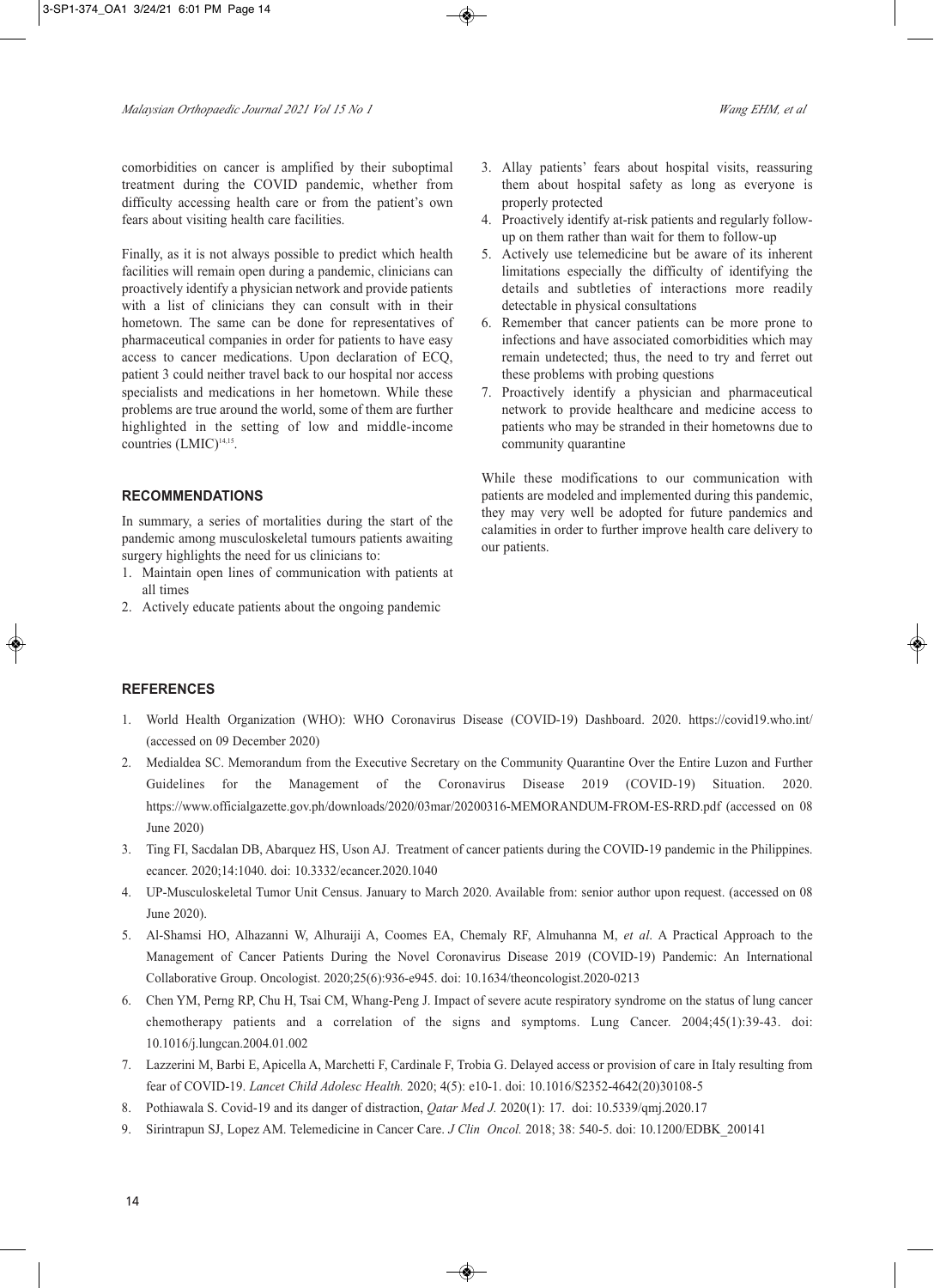comorbidities on cancer is amplified by their suboptimal treatment during the COVID pandemic, whether from difficulty accessing health care or from the patient's own fears about visiting health care facilities.

Finally, as it is not always possible to predict which health facilities will remain open during a pandemic, clinicians can proactively identify a physician network and provide patients with a list of clinicians they can consult with in their hometown. The same can be done for representatives of pharmaceutical companies in order for patients to have easy access to cancer medications. Upon declaration of ECQ, patient 3 could neither travel back to our hospital nor access specialists and medications in her hometown. While these problems are true around the world, some of them are further highlighted in the setting of low and middle-income countries (LMIC)[14,15].

## RECOMMENDATIONS

In summary, a series of mortalities during the start of the pandemic among musculoskeletal tumours patients awaiting surgery highlights the need for us clinicians to:

1. Maintain open lines of communication with patients at all times
2. Actively educate patients about the ongoing pandemic
3. Allay patients' fears about hospital visits, reassuring them about hospital safety as long as everyone is properly protected
4. Proactively identify at-risk patients and regularly follow-up on them rather than wait for them to follow-up
5. Actively use telemedicine but be aware of its inherent limitations especially the difficulty of identifying the details and subtleties of interactions more readily detectable in physical consultations
6. Remember that cancer patients can be more prone to infections and have associated comorbidities which may remain undetected; thus, the need to try and ferret out these problems with probing questions
7. Proactively identify a physician and pharmaceutical network to provide healthcare and medicine access to patients who may be stranded in their hometowns due to community quarantine

While these modifications to our communication with patients are modeled and implemented during this pandemic, they may very well be adopted for future pandemics and calamities in order to further improve health care delivery to our patients.

## REFERENCES

1. World Health Organization (WHO): WHO Coronavirus Disease (COVID-19) Dashboard. 2020. https://covid19.who.int/ (accessed on 09 December 2020)
2. Medialdea SC. Memorandum from the Executive Secretary on the Community Quarantine Over the Entire Luzon and Further Guidelines for the Management of the Coronavirus Disease 2019 (COVID-19) Situation. 2020. https://www.officialgazette.gov.ph/downloads/2020/03mar/20200316-MEMORANDUM-FROM-ES-RRD.pdf (accessed on 08 June 2020)
3. Ting FI, Sacdalan DB, Abarquez HS, Uson AJ. Treatment of cancer patients during the COVID-19 pandemic in the Philippines. ecancer. 2020;14:1040. doi: 10.3332/ecancer.2020.1040
4. UP-Musculoskeletal Tumor Unit Census. January to March 2020. Available from: senior author upon request. (accessed on 08 June 2020).
5. Al-Shamsi HO, Alhazanni W, Alhuraiji A, Coomes EA, Chemaly RF, Almuhanna M, *et al*. A Practical Approach to the Management of Cancer Patients During the Novel Coronavirus Disease 2019 (COVID-19) Pandemic: An International Collaborative Group. Oncologist. 2020;25(6):936-e945. doi: 10.1634/theoncologist.2020-0213
6. Chen YM, Perng RP, Chu H, Tsai CM, Whang-Peng J. Impact of severe acute respiratory syndrome on the status of lung cancer chemotherapy patients and a correlation of the signs and symptoms. Lung Cancer. 2004;45(1):39-43. doi: 10.1016/j.lungcan.2004.01.002
7. Lazzerini M, Barbi E, Apicella A, Marchetti F, Cardinale F, Trobia G. Delayed access or provision of care in Italy resulting from fear of COVID-19. *Lancet Child Adolesc Health.* 2020; 4(5): e10-1. doi: 10.1016/S2352-4642(20)30108-5
8. Pothiawala S. Covid-19 and its danger of distraction, *Qatar Med J.* 2020(1): 17. doi: 10.5339/qmj.2020.17
9. Sirintrapun SJ, Lopez AM. Telemedicine in Cancer Care. *J Clin Oncol.* 2018; 38: 540-5. doi: 10.1200/EDBK_200141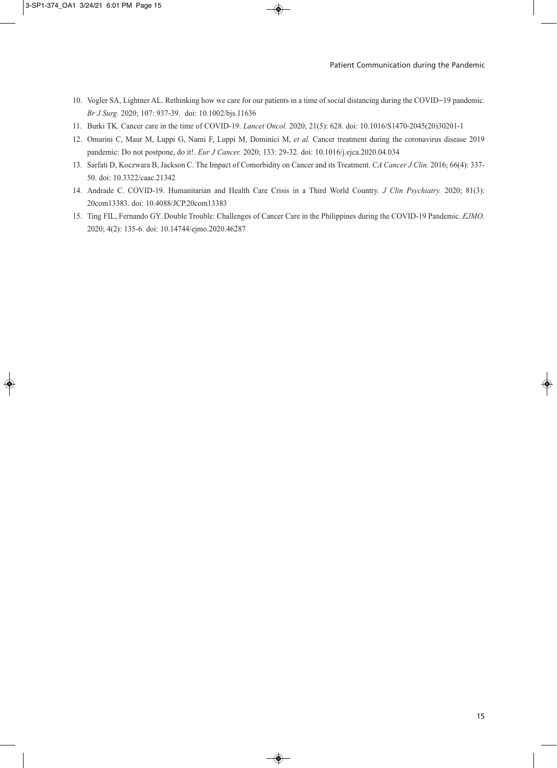10. Vogler SA, Lightner AL. Rethinking how we care for our patients in a time of social distancing during the COVID−19 pandemic. *Br J Surg.* 2020; 107: 937-39. doi: 10.1002/bjs.11636
11. Burki TK. Cancer care in the time of COVID-19. *Lancet Oncol.* 2020; 21(5): 628. doi: 10.1016/S1470-2045(20)30201-1
12. Omarini C, Maur M, Luppi G, Narni F, Luppi M, Dominici M, *et al.* Cancer treatment during the coronavirus disease 2019 pandemic: Do not postpone, do it!. *Eur J Cancer.* 2020; 133: 29-32. doi: 10.1016/j.ejca.2020.04.034
13. Sarfati D, Koczwara B, Jackson C. The Impact of Comorbidity on Cancer and its Treatment. *CA Cancer J Clin.* 2016; 66(4): 337-50. doi: 10.3322/caac.21342
14. Andrade C. COVID-19. Humanitarian and Health Care Crisis in a Third World Country. *J Clin Psychiatry.* 2020; 81(3): 20com13383. doi: 10.4088/JCP.20com13383
15. Ting FIL, Fernando GY. Double Trouble: Challenges of Cancer Care in the Philippines during the COVID-19 Pandemic. *EJMO.* 2020; 4(2): 135-6. doi: 10.14744/ejmo.2020.46287